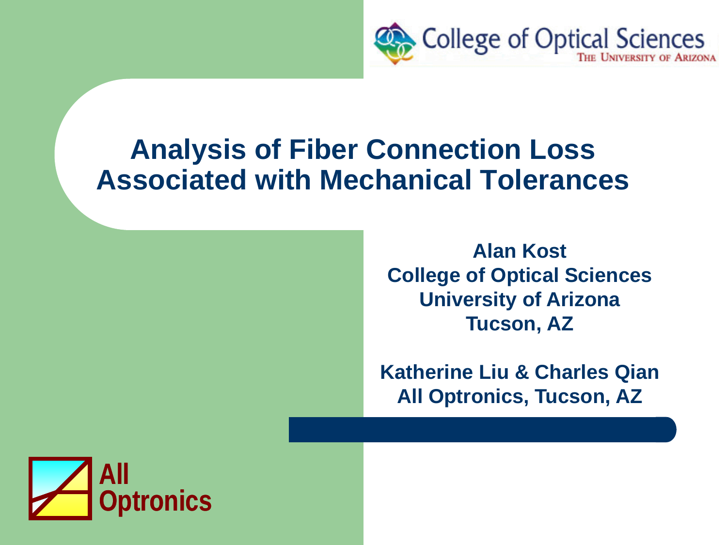College of Optical Sciences
THE UNIVERSITY OF ARIZONA

# Analysis of Fiber Connection Loss Associated with Mechanical Tolerances

**Alan Kost**
**College of Optical Sciences**
**University of Arizona**
**Tucson, AZ**

**Katherine Liu & Charles Qian**
**All Optronics, Tucson, AZ**

All Optronics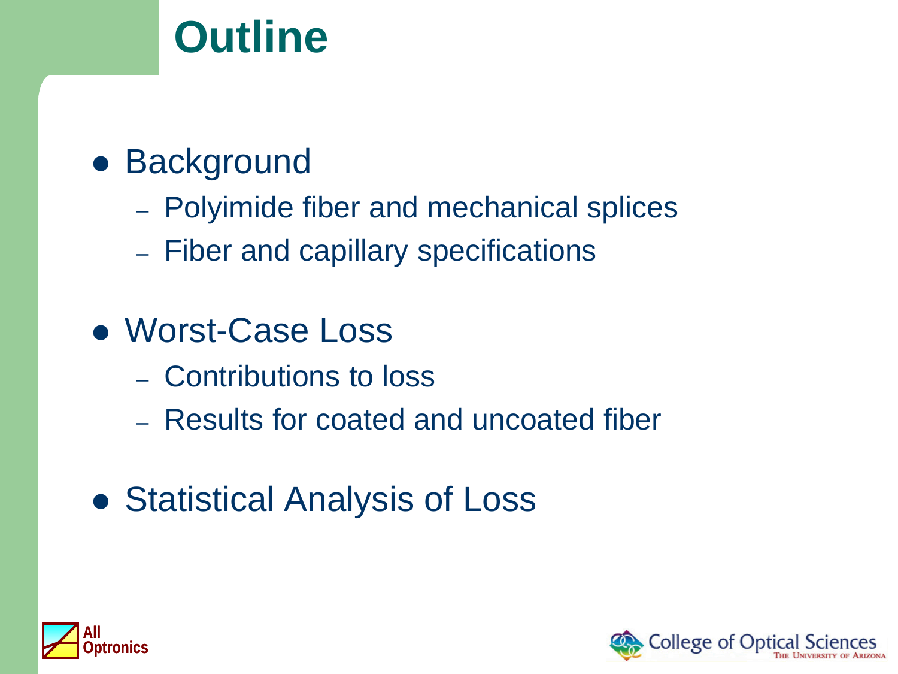# Outline

- Background
  - Polyimide fiber and mechanical splices
  - Fiber and capillary specifications
- Worst-Case Loss
  - Contributions to loss
  - Results for coated and uncoated fiber
- Statistical Analysis of Loss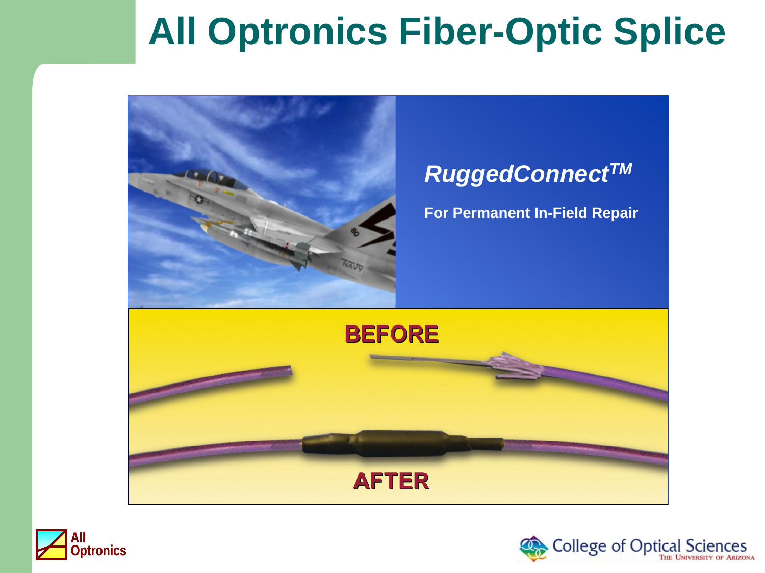# All Optronics Fiber-Optic Splice

*RuggedConnect*™

**For Permanent In-Field Repair**

**BEFORE**

**AFTER**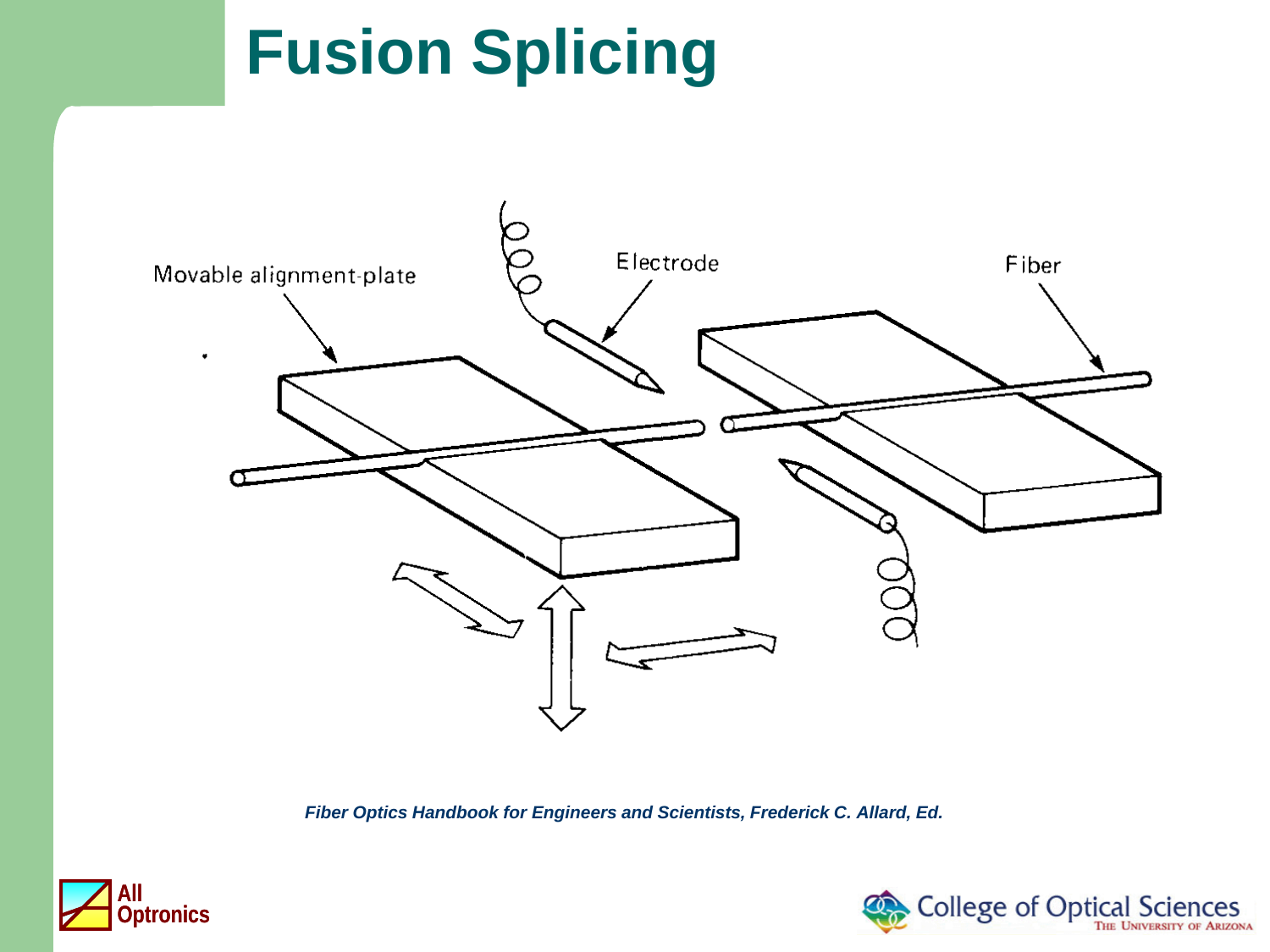# Fusion Splicing

Movable alignment-plate

Electrode

Fiber

*Fiber Optics Handbook for Engineers and Scientists, Frederick C. Allard, Ed.*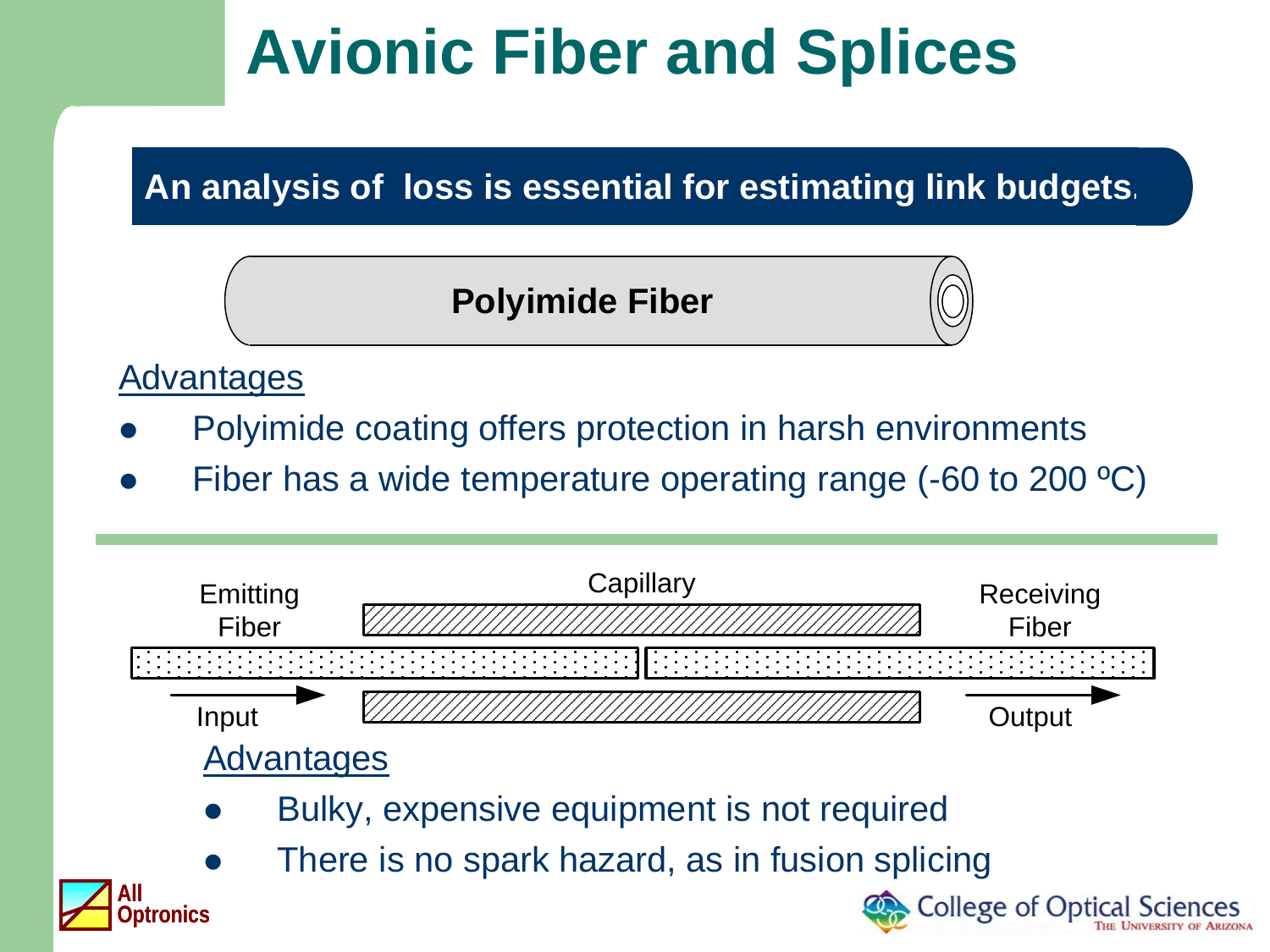# Avionic Fiber and Splices

**An analysis of loss is essential for estimating link budgets.**

**Polyimide Fiber**

Advantages

- Polyimide coating offers protection in harsh environments
- Fiber has a wide temperature operating range (-60 to 200 ºC)

Emitting Fiber

Capillary

Receiving Fiber

Input

Output

Advantages

- Bulky, expensive equipment is not required
- There is no spark hazard, as in fusion splicing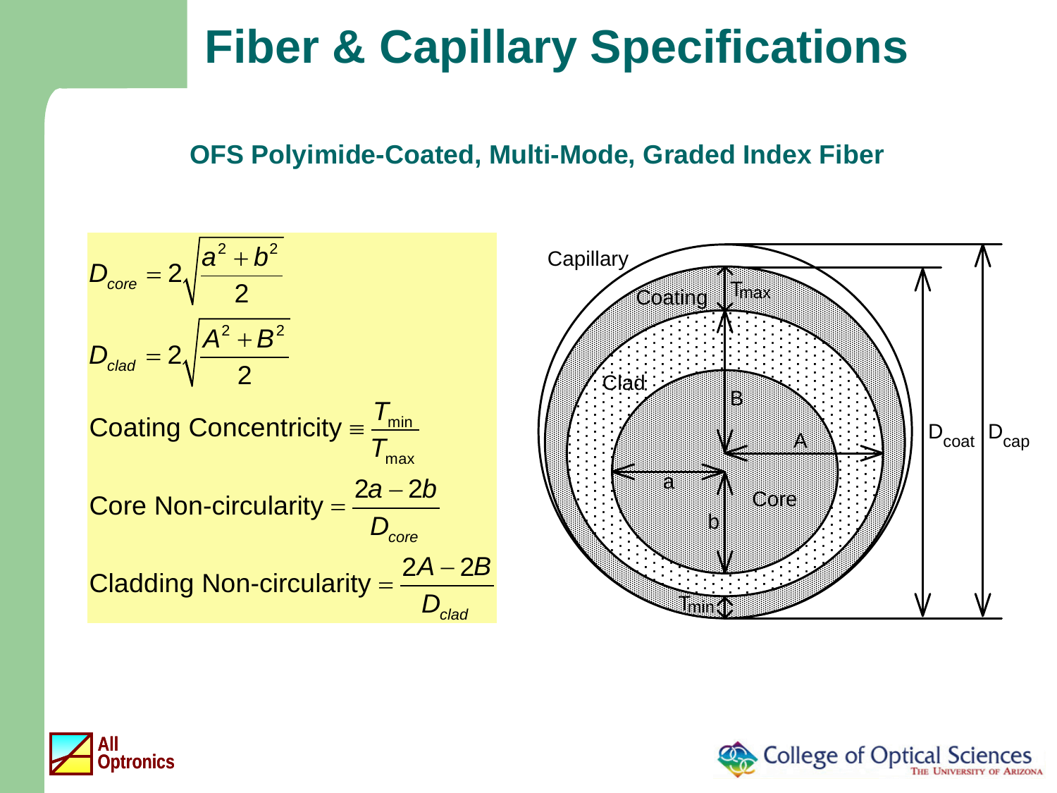# Fiber & Capillary Specifications

## OFS Polyimide-Coated, Multi-Mode, Graded Index Fiber

$$D_{core} = 2\sqrt{\frac{a^2 + b^2}{2}}$$

$$D_{clad} = 2\sqrt{\frac{A^2 + B^2}{2}}$$

$$\text{Coating Concentricity} \equiv \frac{T_{\min}}{T_{\max}}$$

$$\text{Core Non-circularity} = \frac{2a - 2b}{D_{core}}$$

$$\text{Cladding Non-circularity} = \frac{2A - 2B}{D_{clad}}$$

Capillary

Coating

Clad

Core

$T_{max}$

$T_{min}$

B

A

a

b

$D_{coat}$

$D_{cap}$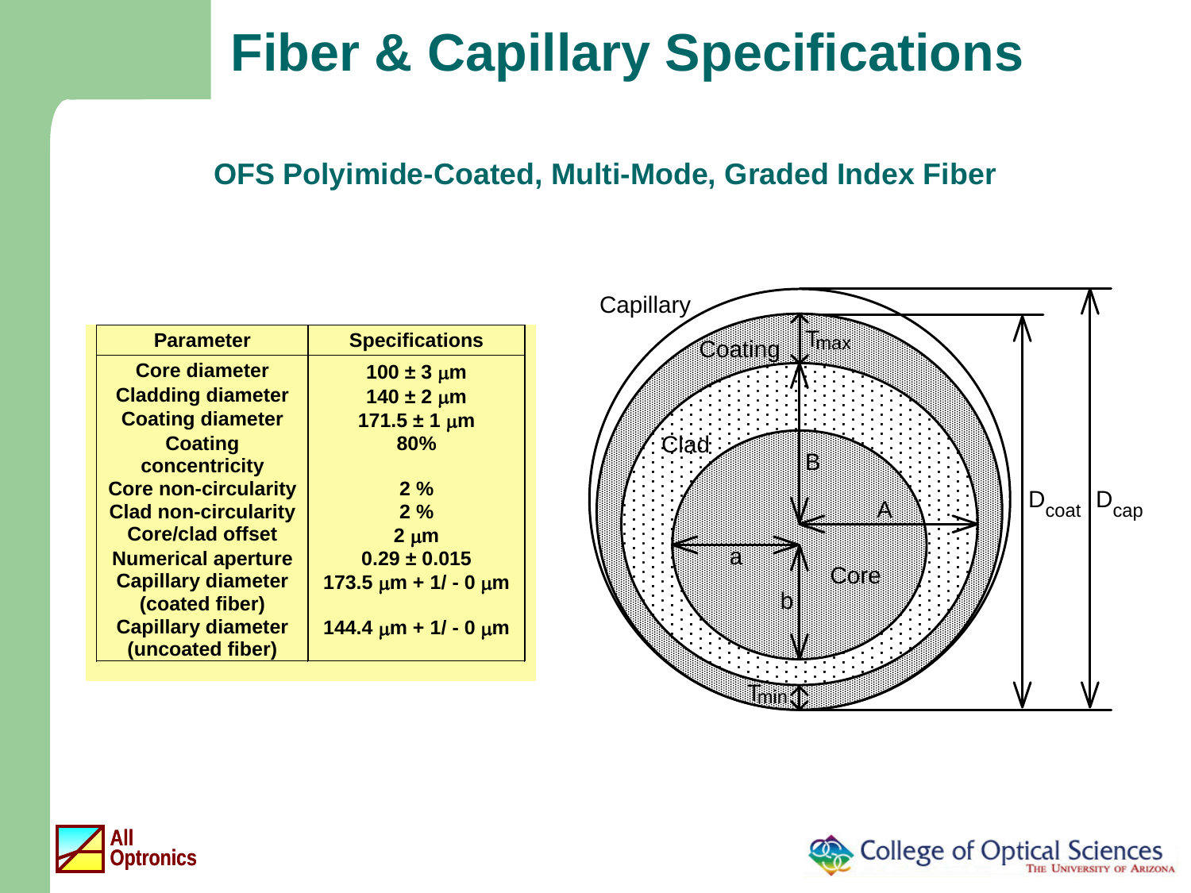# Fiber & Capillary Specifications

## OFS Polyimide-Coated, Multi-Mode, Graded Index Fiber

| Parameter | Specifications |
|---|---|
| Core diameter | 100 ± 3 μm |
| Cladding diameter | 140 ± 2 μm |
| Coating diameter | 171.5 ± 1 μm |
| Coating concentricity | 80% |
| Core non-circularity | 2 % |
| Clad non-circularity | 2 % |
| Core/clad offset | 2 μm |
| Numerical aperture | 0.29 ± 0.015 |
| Capillary diameter (coated fiber) | 173.5 μm + 1/ - 0 μm |
| Capillary diameter (uncoated fiber) | 144.4 μm + 1/ - 0 μm |

Capillary, Coating, $T_{max}$, Clad, B, A, a, b, Core, $T_{min}$, $D_{coat}$, $D_{cap}$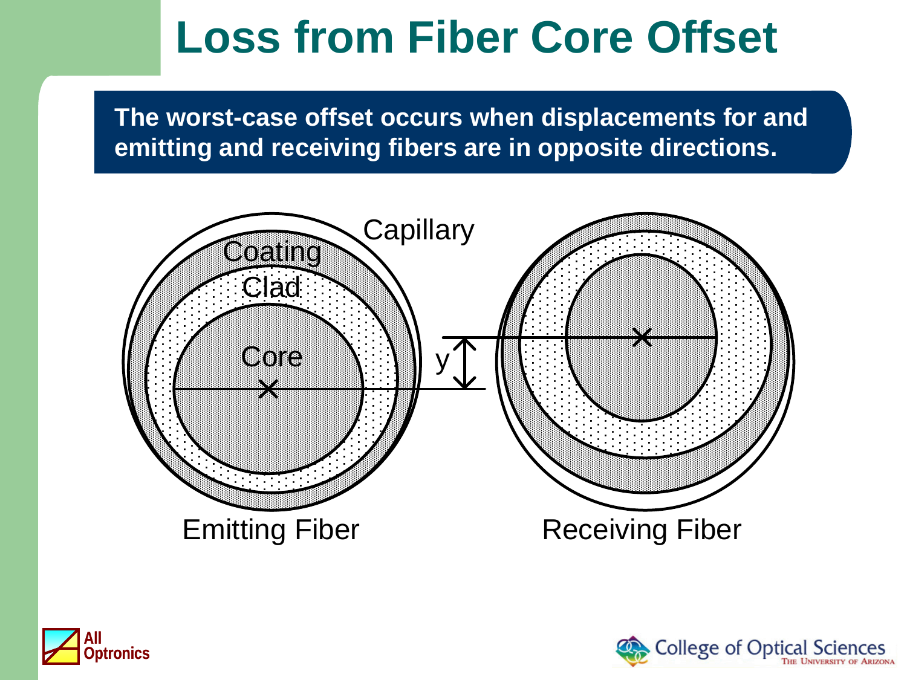# Loss from Fiber Core Offset

**The worst-case offset occurs when displacements for and emitting and receiving fibers are in opposite directions.**

Capillary

Coating

Clad

Core

y

Emitting Fiber

Receiving Fiber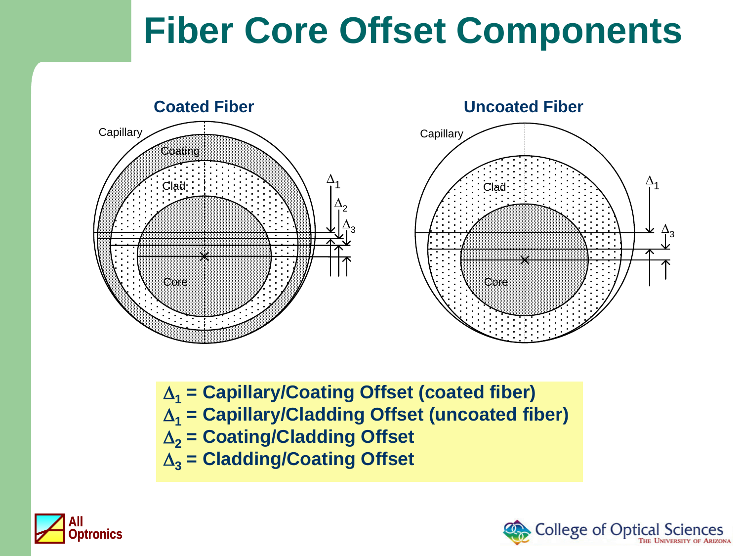# Fiber Core Offset Components

**Coated Fiber**

Capillary

Coating

Clad

Core

$\Delta_1$

$\Delta_2$

$\Delta_3$

**Uncoated Fiber**

Capillary

Clad

Core

$\Delta_1$

$\Delta_3$

**$\Delta_1$ = Capillary/Coating Offset (coated fiber)**
**$\Delta_1$ = Capillary/Cladding Offset (uncoated fiber)**
**$\Delta_2$ = Coating/Cladding Offset**
**$\Delta_3$ = Cladding/Coating Offset**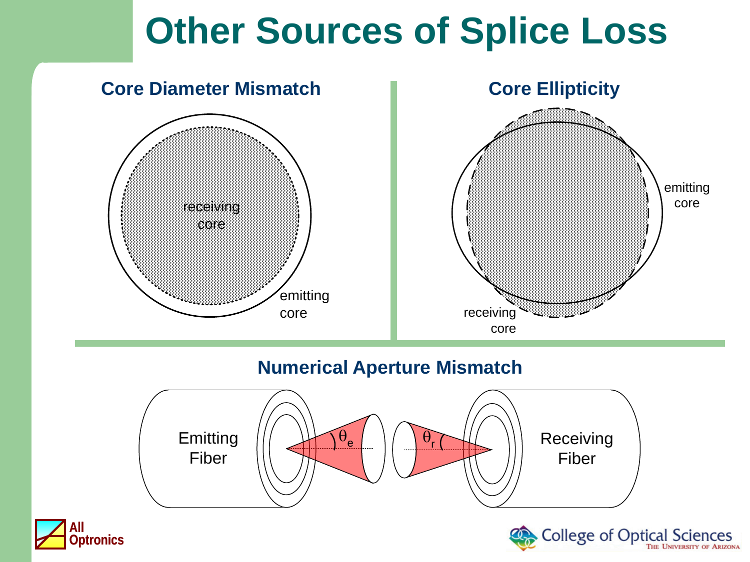# Other Sources of Splice Loss

## Core Diameter Mismatch

receiving core

emitting core

## Core Ellipticity

emitting core

receiving core

## Numerical Aperture Mismatch

Emitting Fiber

$\theta_e$

$\theta_r$

Receiving Fiber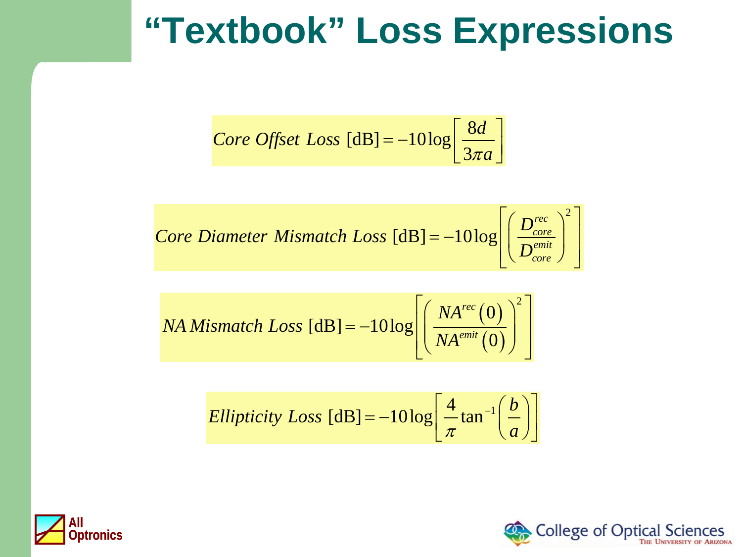# “Textbook” Loss Expressions

$$\textit{Core Offset Loss}\ [\mathrm{dB}] = -10\log\left[\frac{8d}{3\pi a}\right]$$

$$\textit{Core Diameter Mismatch Loss}\ [\mathrm{dB}] = -10\log\left[\left(\frac{D_{core}^{rec}}{D_{core}^{emit}}\right)^2\right]$$

$$\textit{NA Mismatch Loss}\ [\mathrm{dB}] = -10\log\left[\left(\frac{NA^{rec}(0)}{NA^{emit}(0)}\right)^2\right]$$

$$\textit{Ellipticity Loss}\ [\mathrm{dB}] = -10\log\left[\frac{4}{\pi}\tan^{-1}\left(\frac{b}{a}\right)\right]$$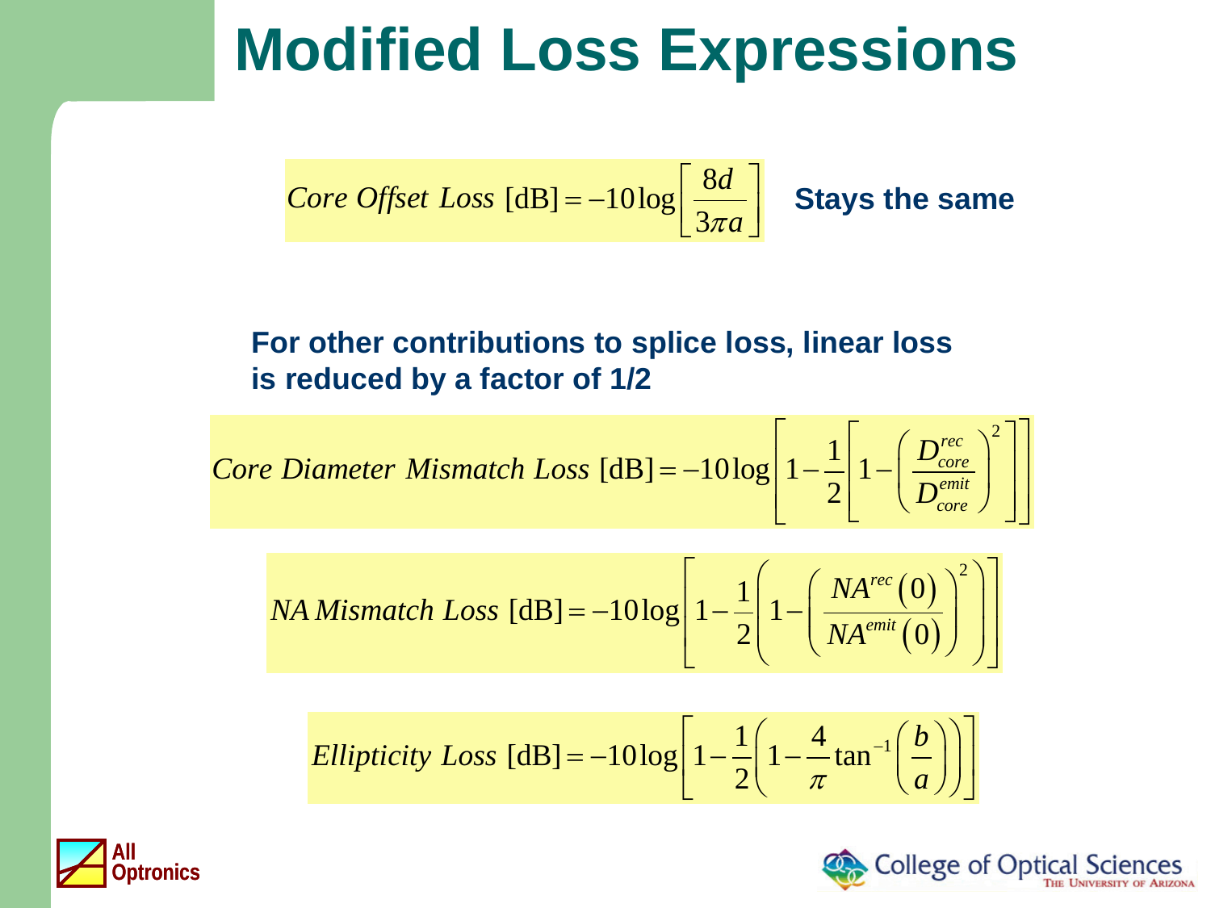# Modified Loss Expressions

$$Core\ Offset\ Loss\ [\text{dB}] = -10\log\left[\frac{8d}{3\pi a}\right]$$

**Stays the same**

**For other contributions to splice loss, linear loss is reduced by a factor of 1/2**

$$Core\ Diameter\ Mismatch\ Loss\ [\text{dB}] = -10\log\left[1-\frac{1}{2}\left[1-\left(\frac{D_{core}^{rec}}{D_{core}^{emit}}\right)^2\right]\right]$$

$$NA\ Mismatch\ Loss\ [\text{dB}] = -10\log\left[1-\frac{1}{2}\left(1-\left(\frac{NA^{rec}(0)}{NA^{emit}(0)}\right)^2\right)\right]$$

$$Ellipticity\ Loss\ [\text{dB}] = -10\log\left[1-\frac{1}{2}\left(1-\frac{4}{\pi}\tan^{-1}\left(\frac{b}{a}\right)\right)\right]$$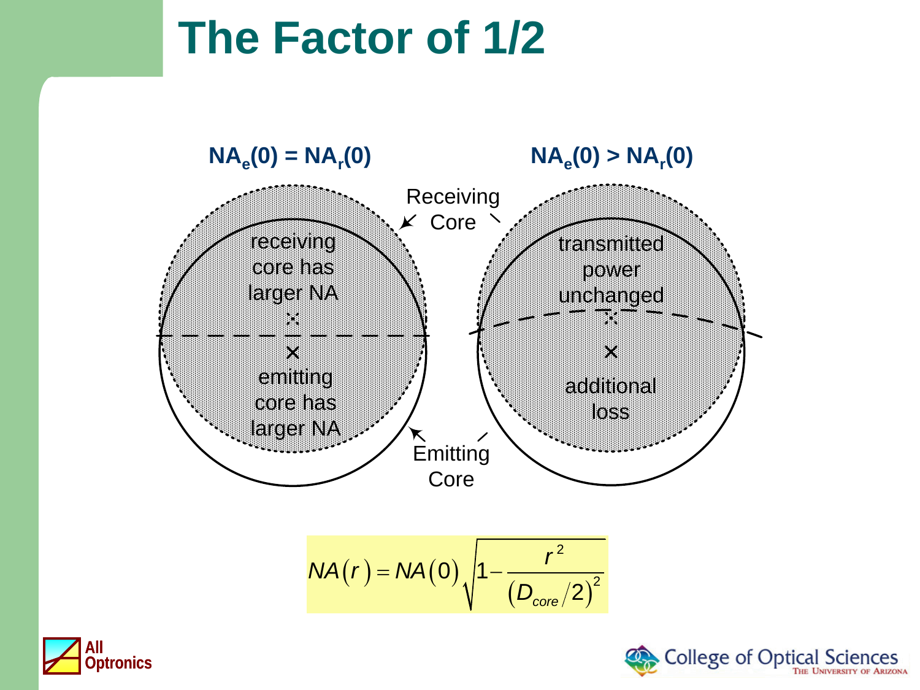# The Factor of 1/2

$NA_e(0) = NA_r(0)$

Receiving Core

receiving core has larger NA

emitting core has larger NA

Emitting Core

$NA_e(0) > NA_r(0)$

transmitted power unchanged

additional loss

$$NA(r) = NA(0)\sqrt{1 - \frac{r^2}{\left(D_{core}/2\right)^2}}$$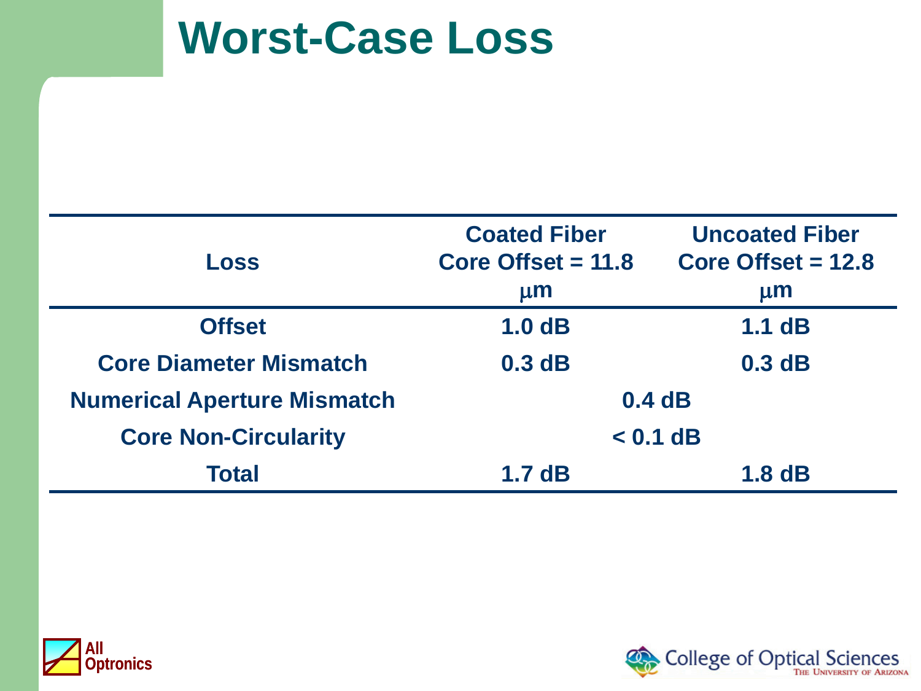# Worst-Case Loss

| Loss | Coated Fiber Core Offset = 11.8 μm | Uncoated Fiber Core Offset = 12.8 μm |
|---|---|---|
| Offset | 1.0 dB | 1.1 dB |
| Core Diameter Mismatch | 0.3 dB | 0.3 dB |
| Numerical Aperture Mismatch | 0.4 dB | 0.4 dB |
| Core Non-Circularity | < 0.1 dB | < 0.1 dB |
| Total | 1.7 dB | 1.8 dB |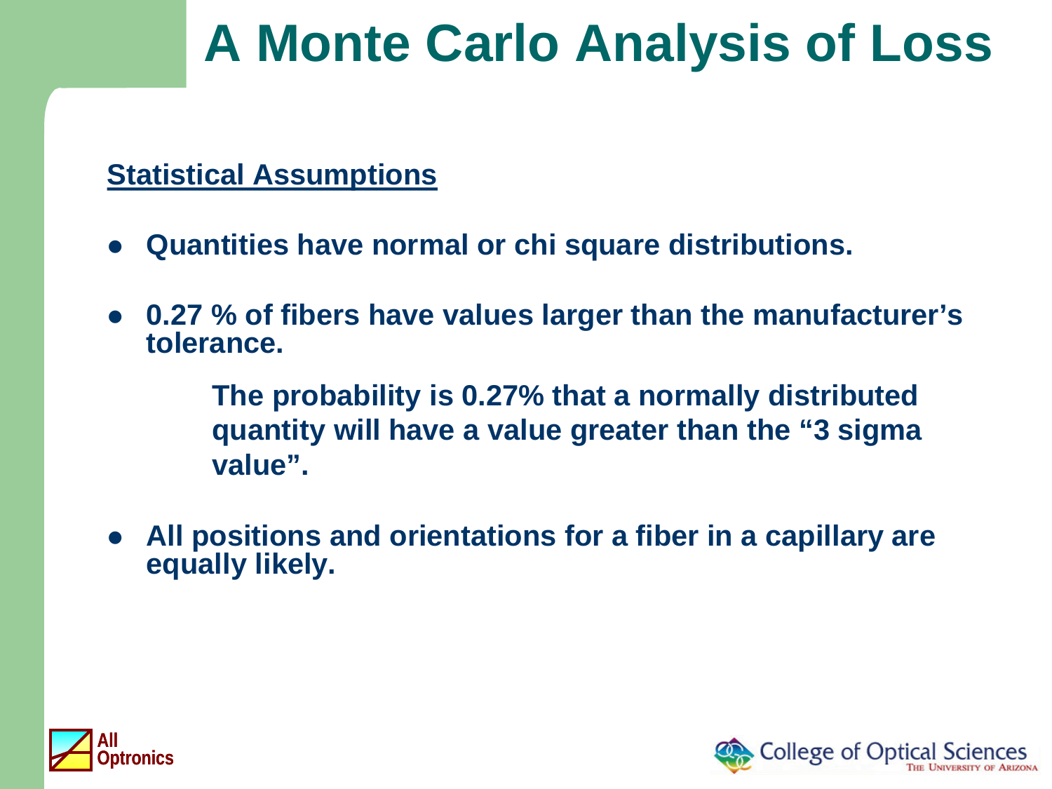# A Monte Carlo Analysis of Loss

**Statistical Assumptions**

- **Quantities have normal or chi square distributions.**
- **0.27 % of fibers have values larger than the manufacturer's tolerance.**

  **The probability is 0.27% that a normally distributed quantity will have a value greater than the "3 sigma value".**

- **All positions and orientations for a fiber in a capillary are equally likely.**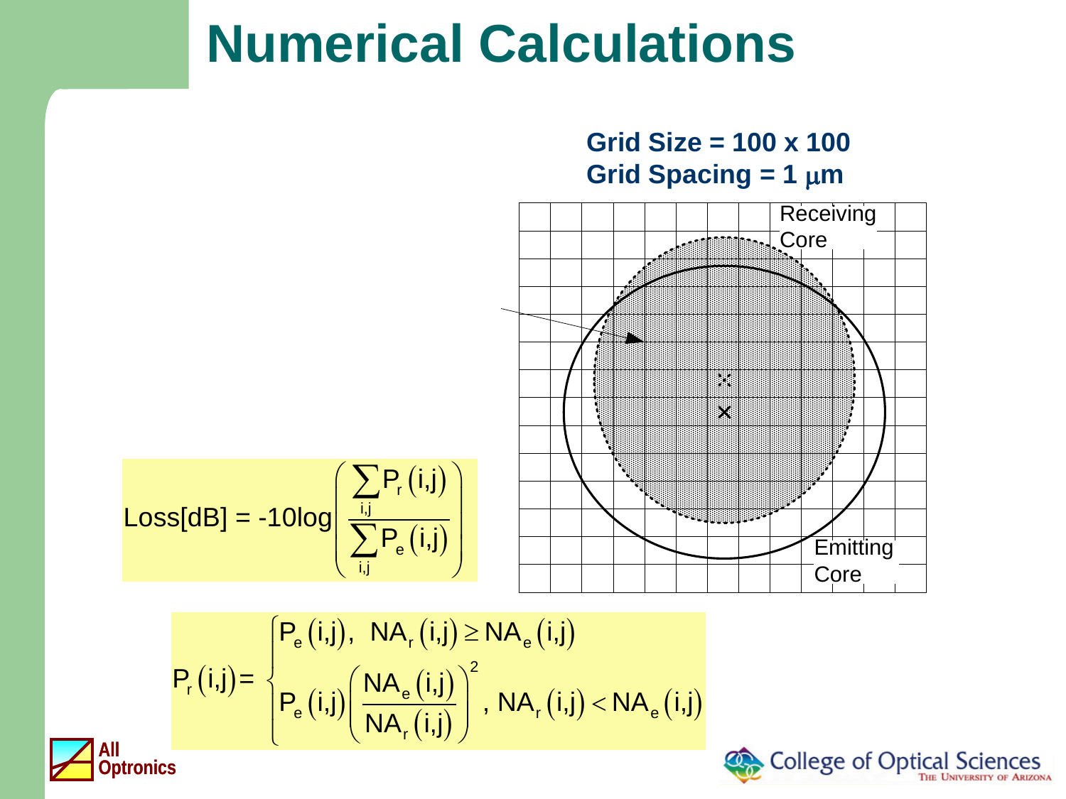# Numerical Calculations

**Grid Size = 100 x 100**
**Grid Spacing = 1 μm**

Receiving Core

Emitting Core

$$\text{Loss[dB]} = -10\log\left(\frac{\sum_{i,j} P_r(i,j)}{\sum_{i,j} P_e(i,j)}\right)$$

$$P_r(i,j) = \begin{cases} P_e(i,j), & NA_r(i,j) \geq NA_e(i,j) \\ P_e(i,j)\left(\dfrac{NA_e(i,j)}{NA_r(i,j)}\right)^2, & NA_r(i,j) < NA_e(i,j) \end{cases}$$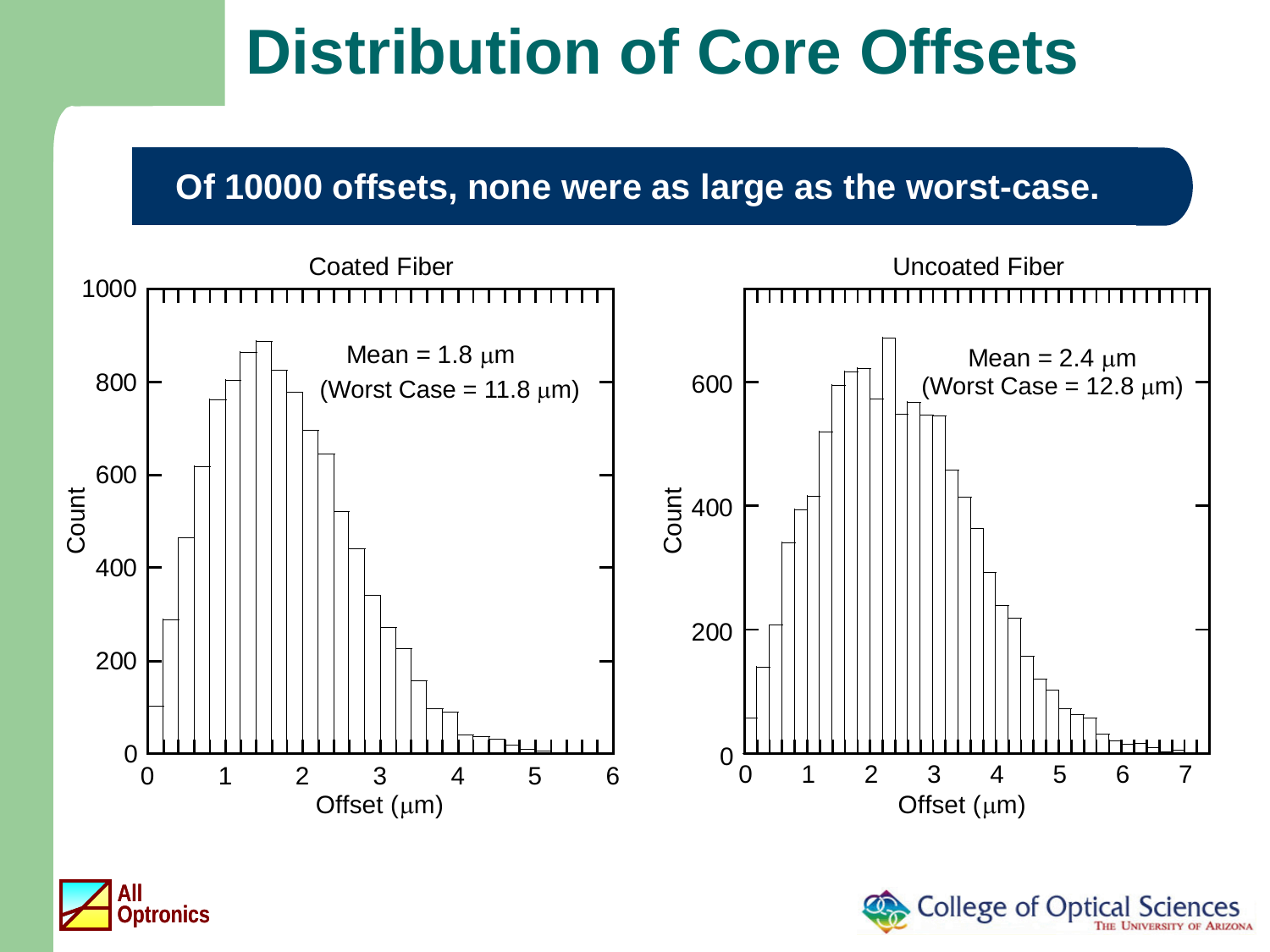# Distribution of Core Offsets

**Of 10000 offsets, none were as large as the worst-case.**

Coated Fiber

Mean = 1.8 μm
(Worst Case = 11.8 μm)

Uncoated Fiber

Mean = 2.4 μm
(Worst Case = 12.8 μm)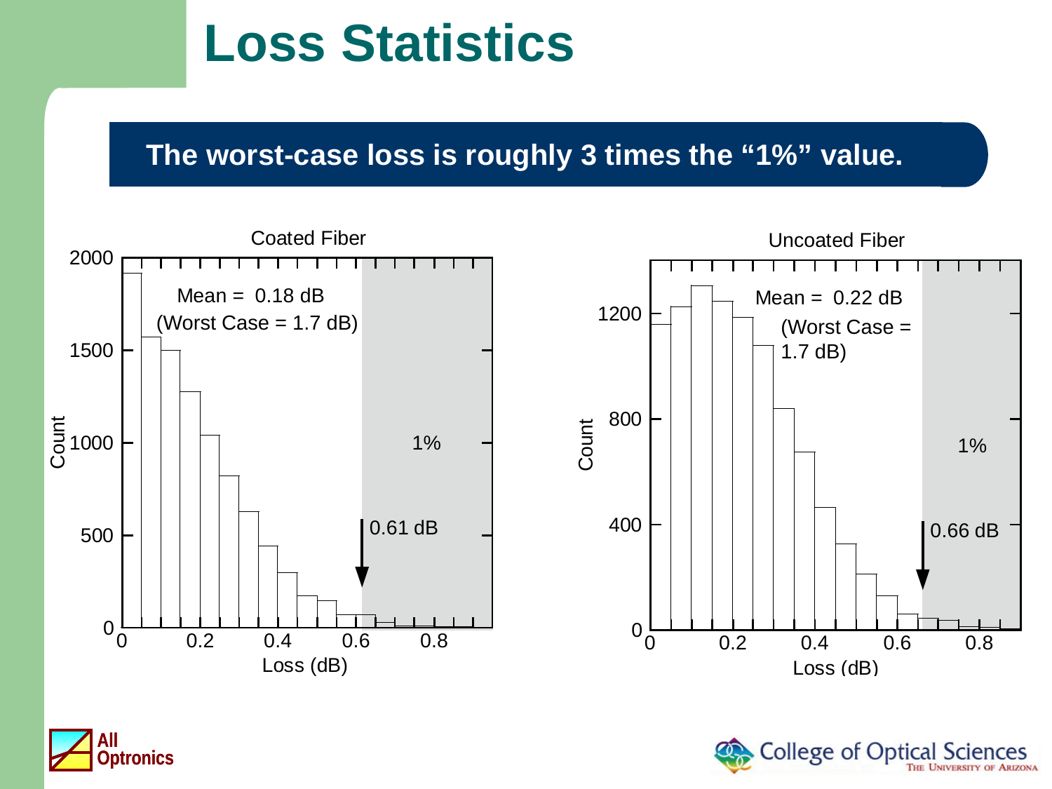# Loss Statistics

**The worst-case loss is roughly 3 times the "1%" value.**

Coated Fiber

Mean = 0.18 dB
(Worst Case = 1.7 dB)

1%

0.61 dB

Count

Loss (dB)

Uncoated Fiber

Mean = 0.22 dB
(Worst Case = 1.7 dB)

1%

0.66 dB

Count

Loss (dB)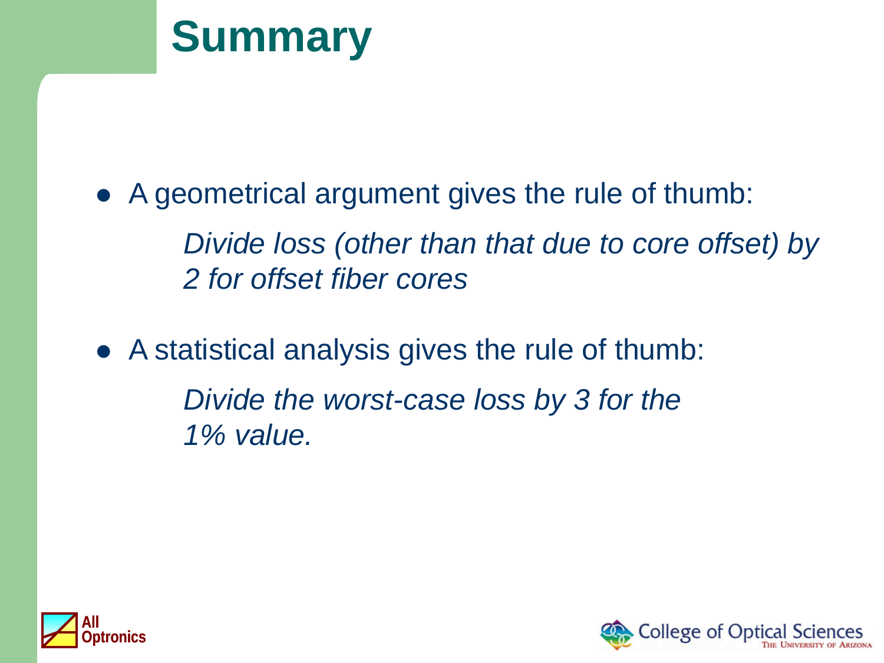# Summary

- A geometrical argument gives the rule of thumb:

  *Divide loss (other than that due to core offset) by 2 for offset fiber cores*

- A statistical analysis gives the rule of thumb:

  *Divide the worst-case loss by 3 for the 1% value.*